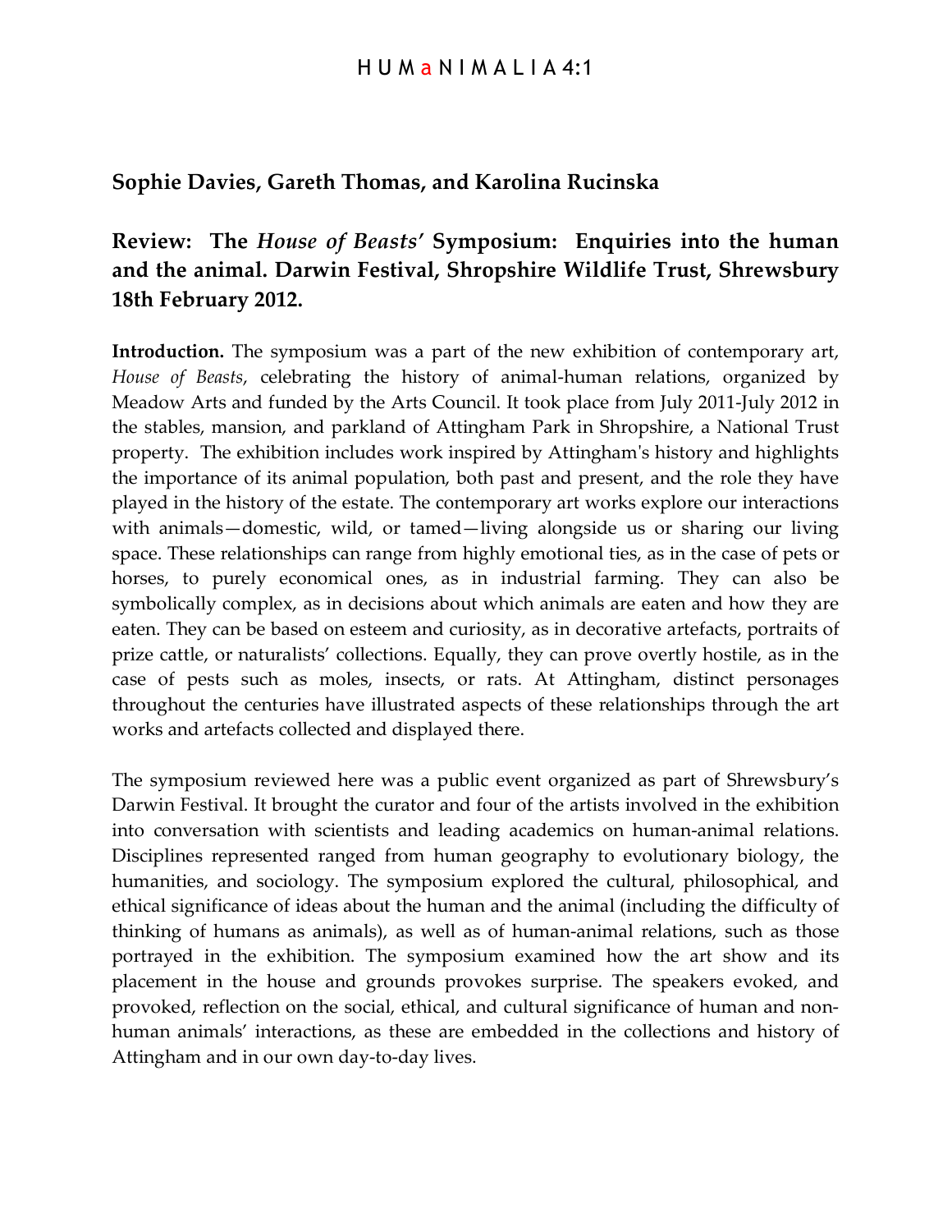**Sophie Davies, Gareth Thomas, and Karolina Rucinska**

## Review: The *House of Beasts'* Symposium: Enquiries into the human and the animal. Darwin Festival, Shropshire Wildlife Trust, Shrewsbury 18th February 2012.

**Introduction.** The symposium was a part of the new exhibition of contemporary art, *House of Beasts*, celebrating the history of animal-human relations, organized by Meadow Arts and funded by the Arts Council. It took place from July 2011-July 2012 in the stables, mansion, and parkland of Attingham Park in Shropshire, a National Trust property. The exhibition includes work inspired by Attingham's history and highlights the importance of its animal population, both past and present, and the role they have played in the history of the estate. The contemporary art works explore our interactions with animals—domestic, wild, or tamed—living alongside us or sharing our living space. These relationships can range from highly emotional ties, as in the case of pets or horses, to purely economical ones, as in industrial farming. They can also be symbolically complex, as in decisions about which animals are eaten and how they are eaten. They can be based on esteem and curiosity, as in decorative artefacts, portraits of prize cattle, or naturalists' collections. Equally, they can prove overtly hostile, as in the case of pests such as moles, insects, or rats. At Attingham, distinct personages throughout the centuries have illustrated aspects of these relationships through the art works and artefacts collected and displayed there.

The symposium reviewed here was a public event organized as part of Shrewsbury's Darwin Festival. It brought the curator and four of the artists involved in the exhibition into conversation with scientists and leading academics on human-animal relations. Disciplines represented ranged from human geography to evolutionary biology, the humanities, and sociology. The symposium explored the cultural, philosophical, and ethical significance of ideas about the human and the animal (including the difficulty of thinking of humans as animals), as well as of human-animal relations, such as those portrayed in the exhibition. The symposium examined how the art show and its placement in the house and grounds provokes surprise. The speakers evoked, and provoked, reflection on the social, ethical, and cultural significance of human and non-human animals' interactions, as these are embedded in the collections and history of Attingham and in our own day-to-day lives.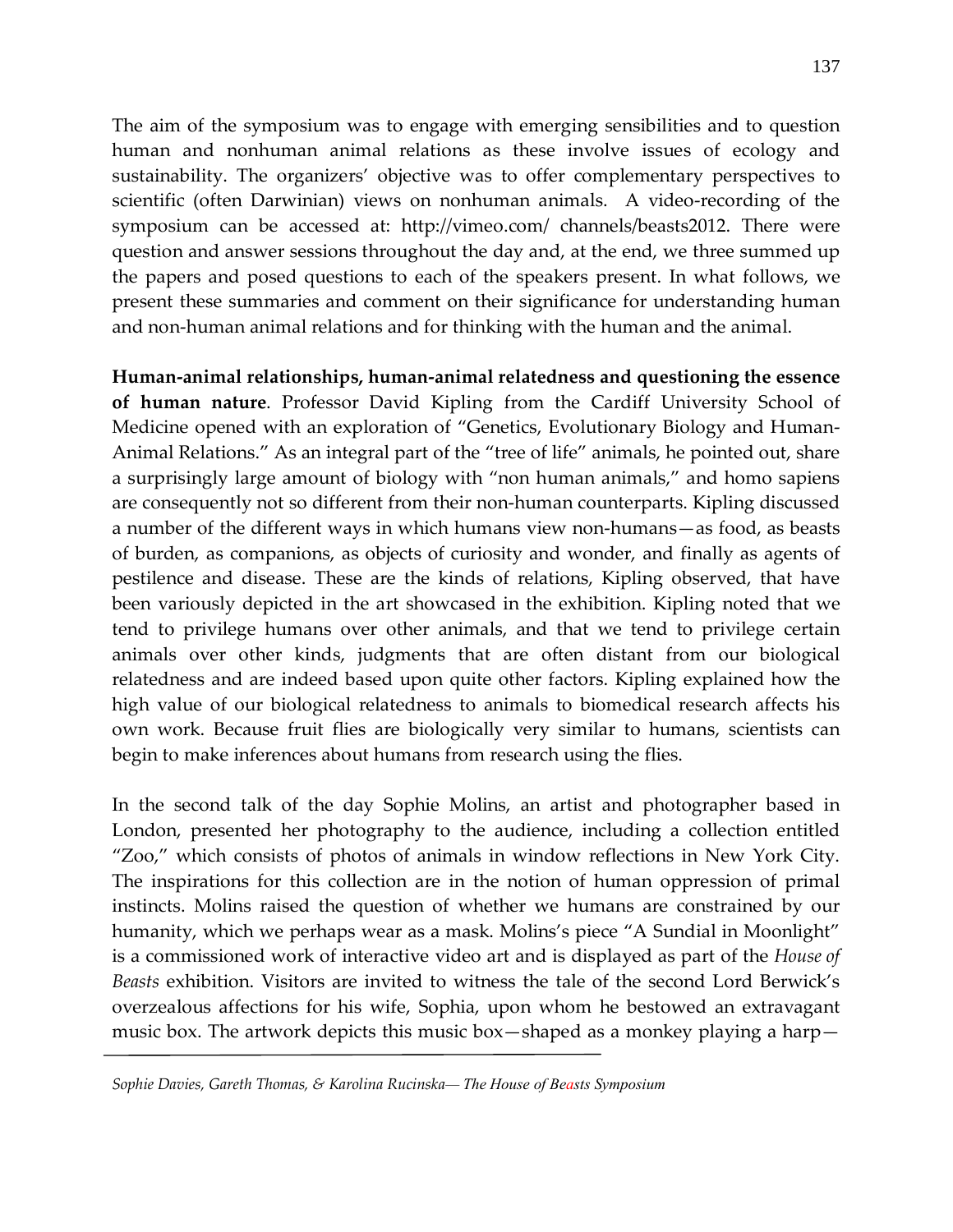The aim of the symposium was to engage with emerging sensibilities and to question human and nonhuman animal relations as these involve issues of ecology and sustainability. The organizers' objective was to offer complementary perspectives to scientific (often Darwinian) views on nonhuman animals. A video-recording of the symposium can be accessed at: http://vimeo.com/ channels/beasts2012. There were question and answer sessions throughout the day and, at the end, we three summed up the papers and posed questions to each of the speakers present. In what follows, we present these summaries and comment on their significance for understanding human and non-human animal relations and for thinking with the human and the animal.

**Human-animal relationships, human-animal relatedness and questioning the essence of human nature**. Professor David Kipling from the Cardiff University School of Medicine opened with an exploration of "Genetics, Evolutionary Biology and Human-Animal Relations." As an integral part of the "tree of life" animals, he pointed out, share a surprisingly large amount of biology with "non human animals," and homo sapiens are consequently not so different from their non-human counterparts. Kipling discussed a number of the different ways in which humans view non-humans—as food, as beasts of burden, as companions, as objects of curiosity and wonder, and finally as agents of pestilence and disease. These are the kinds of relations, Kipling observed, that have been variously depicted in the art showcased in the exhibition. Kipling noted that we tend to privilege humans over other animals, and that we tend to privilege certain animals over other kinds, judgments that are often distant from our biological relatedness and are indeed based upon quite other factors. Kipling explained how the high value of our biological relatedness to animals to biomedical research affects his own work. Because fruit flies are biologically very similar to humans, scientists can begin to make inferences about humans from research using the flies.

In the second talk of the day Sophie Molins, an artist and photographer based in London, presented her photography to the audience, including a collection entitled "Zoo," which consists of photos of animals in window reflections in New York City. The inspirations for this collection are in the notion of human oppression of primal instincts. Molins raised the question of whether we humans are constrained by our humanity, which we perhaps wear as a mask. Molins's piece "A Sundial in Moonlight" is a commissioned work of interactive video art and is displayed as part of the *House of Beasts* exhibition. Visitors are invited to witness the tale of the second Lord Berwick's overzealous affections for his wife, Sophia, upon whom he bestowed an extravagant music box. The artwork depicts this music box—shaped as a monkey playing a harp—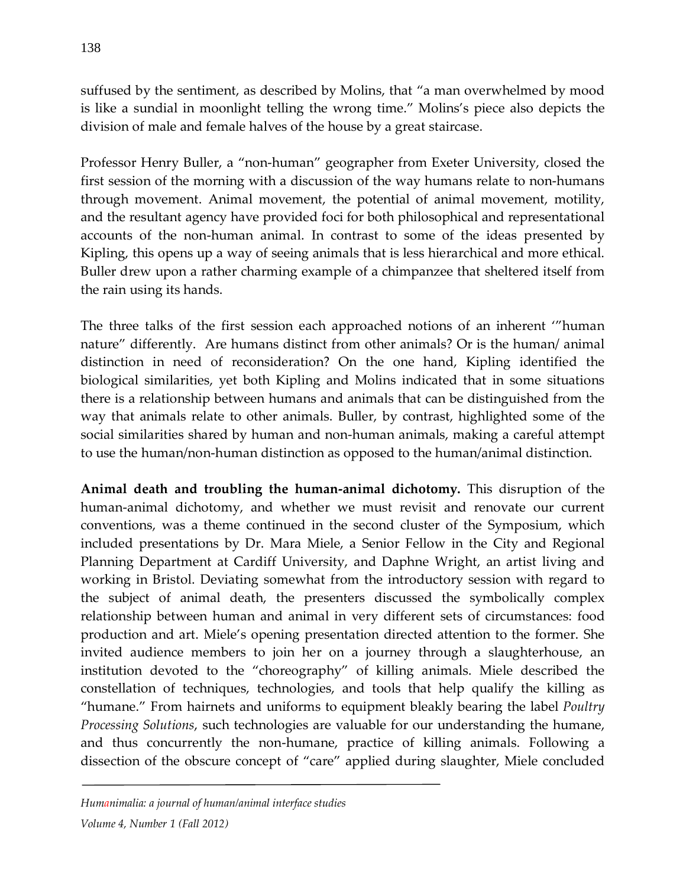suffused by the sentiment, as described by Molins, that "a man overwhelmed by mood is like a sundial in moonlight telling the wrong time." Molins's piece also depicts the division of male and female halves of the house by a great staircase.

Professor Henry Buller, a "non-human" geographer from Exeter University, closed the first session of the morning with a discussion of the way humans relate to non-humans through movement. Animal movement, the potential of animal movement, motility, and the resultant agency have provided foci for both philosophical and representational accounts of the non-human animal. In contrast to some of the ideas presented by Kipling, this opens up a way of seeing animals that is less hierarchical and more ethical. Buller drew upon a rather charming example of a chimpanzee that sheltered itself from the rain using its hands.

The three talks of the first session each approached notions of an inherent '"human nature" differently. Are humans distinct from other animals? Or is the human/ animal distinction in need of reconsideration? On the one hand, Kipling identified the biological similarities, yet both Kipling and Molins indicated that in some situations there is a relationship between humans and animals that can be distinguished from the way that animals relate to other animals. Buller, by contrast, highlighted some of the social similarities shared by human and non-human animals, making a careful attempt to use the human/non-human distinction as opposed to the human/animal distinction.

**Animal death and troubling the human-animal dichotomy.** This disruption of the human-animal dichotomy, and whether we must revisit and renovate our current conventions, was a theme continued in the second cluster of the Symposium, which included presentations by Dr. Mara Miele, a Senior Fellow in the City and Regional Planning Department at Cardiff University, and Daphne Wright, an artist living and working in Bristol. Deviating somewhat from the introductory session with regard to the subject of animal death, the presenters discussed the symbolically complex relationship between human and animal in very different sets of circumstances: food production and art. Miele's opening presentation directed attention to the former. She invited audience members to join her on a journey through a slaughterhouse, an institution devoted to the "choreography" of killing animals. Miele described the constellation of techniques, technologies, and tools that help qualify the killing as "humane." From hairnets and uniforms to equipment bleakly bearing the label *Poultry Processing Solutions*, such technologies are valuable for our understanding the humane, and thus concurrently the non-humane, practice of killing animals. Following a dissection of the obscure concept of "care" applied during slaughter, Miele concluded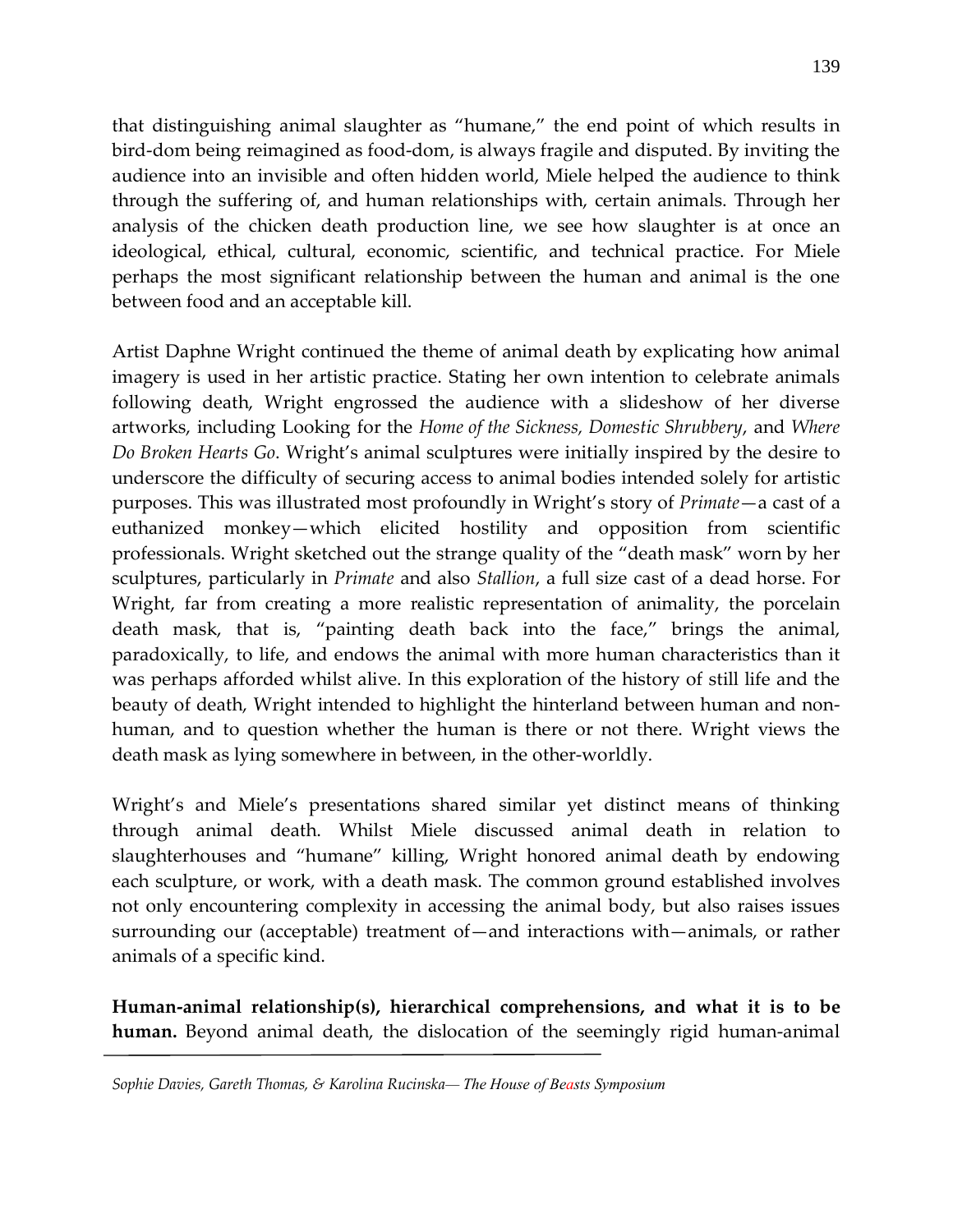that distinguishing animal slaughter as "humane," the end point of which results in bird-dom being reimagined as food-dom, is always fragile and disputed. By inviting the audience into an invisible and often hidden world, Miele helped the audience to think through the suffering of, and human relationships with, certain animals. Through her analysis of the chicken death production line, we see how slaughter is at once an ideological, ethical, cultural, economic, scientific, and technical practice. For Miele perhaps the most significant relationship between the human and animal is the one between food and an acceptable kill.

Artist Daphne Wright continued the theme of animal death by explicating how animal imagery is used in her artistic practice. Stating her own intention to celebrate animals following death, Wright engrossed the audience with a slideshow of her diverse artworks, including Looking for the *Home of the Sickness, Domestic Shrubbery*, and *Where Do Broken Hearts Go*. Wright's animal sculptures were initially inspired by the desire to underscore the difficulty of securing access to animal bodies intended solely for artistic purposes. This was illustrated most profoundly in Wright's story of *Primate*—a cast of a euthanized monkey—which elicited hostility and opposition from scientific professionals. Wright sketched out the strange quality of the "death mask" worn by her sculptures, particularly in *Primate* and also *Stallion*, a full size cast of a dead horse. For Wright, far from creating a more realistic representation of animality, the porcelain death mask, that is, "painting death back into the face," brings the animal, paradoxically, to life, and endows the animal with more human characteristics than it was perhaps afforded whilst alive. In this exploration of the history of still life and the beauty of death, Wright intended to highlight the hinterland between human and non-human, and to question whether the human is there or not there. Wright views the death mask as lying somewhere in between, in the other-worldly.

Wright's and Miele's presentations shared similar yet distinct means of thinking through animal death. Whilst Miele discussed animal death in relation to slaughterhouses and "humane" killing, Wright honored animal death by endowing each sculpture, or work, with a death mask. The common ground established involves not only encountering complexity in accessing the animal body, but also raises issues surrounding our (acceptable) treatment of—and interactions with—animals, or rather animals of a specific kind.

**Human-animal relationship(s), hierarchical comprehensions, and what it is to be human.** Beyond animal death, the dislocation of the seemingly rigid human-animal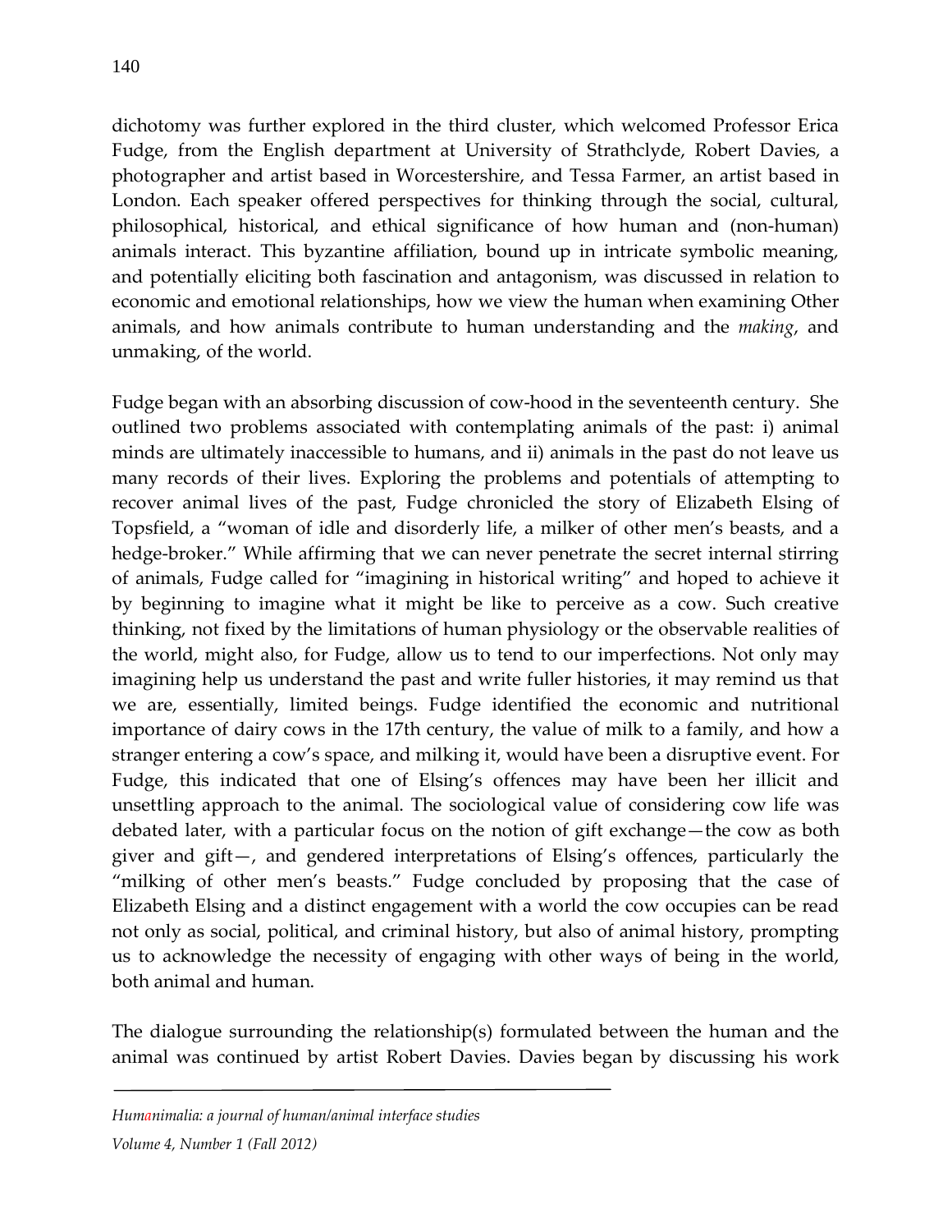dichotomy was further explored in the third cluster, which welcomed Professor Erica Fudge, from the English department at University of Strathclyde, Robert Davies, a photographer and artist based in Worcestershire, and Tessa Farmer, an artist based in London. Each speaker offered perspectives for thinking through the social, cultural, philosophical, historical, and ethical significance of how human and (non-human) animals interact. This byzantine affiliation, bound up in intricate symbolic meaning, and potentially eliciting both fascination and antagonism, was discussed in relation to economic and emotional relationships, how we view the human when examining Other animals, and how animals contribute to human understanding and the *making*, and unmaking, of the world.

Fudge began with an absorbing discussion of cow-hood in the seventeenth century. She outlined two problems associated with contemplating animals of the past: i) animal minds are ultimately inaccessible to humans, and ii) animals in the past do not leave us many records of their lives. Exploring the problems and potentials of attempting to recover animal lives of the past, Fudge chronicled the story of Elizabeth Elsing of Topsfield, a "woman of idle and disorderly life, a milker of other men's beasts, and a hedge-broker." While affirming that we can never penetrate the secret internal stirring of animals, Fudge called for "imagining in historical writing" and hoped to achieve it by beginning to imagine what it might be like to perceive as a cow. Such creative thinking, not fixed by the limitations of human physiology or the observable realities of the world, might also, for Fudge, allow us to tend to our imperfections. Not only may imagining help us understand the past and write fuller histories, it may remind us that we are, essentially, limited beings. Fudge identified the economic and nutritional importance of dairy cows in the 17th century, the value of milk to a family, and how a stranger entering a cow's space, and milking it, would have been a disruptive event. For Fudge, this indicated that one of Elsing's offences may have been her illicit and unsettling approach to the animal. The sociological value of considering cow life was debated later, with a particular focus on the notion of gift exchange—the cow as both giver and gift—, and gendered interpretations of Elsing's offences, particularly the "milking of other men's beasts." Fudge concluded by proposing that the case of Elizabeth Elsing and a distinct engagement with a world the cow occupies can be read not only as social, political, and criminal history, but also of animal history, prompting us to acknowledge the necessity of engaging with other ways of being in the world, both animal and human.

The dialogue surrounding the relationship(s) formulated between the human and the animal was continued by artist Robert Davies. Davies began by discussing his work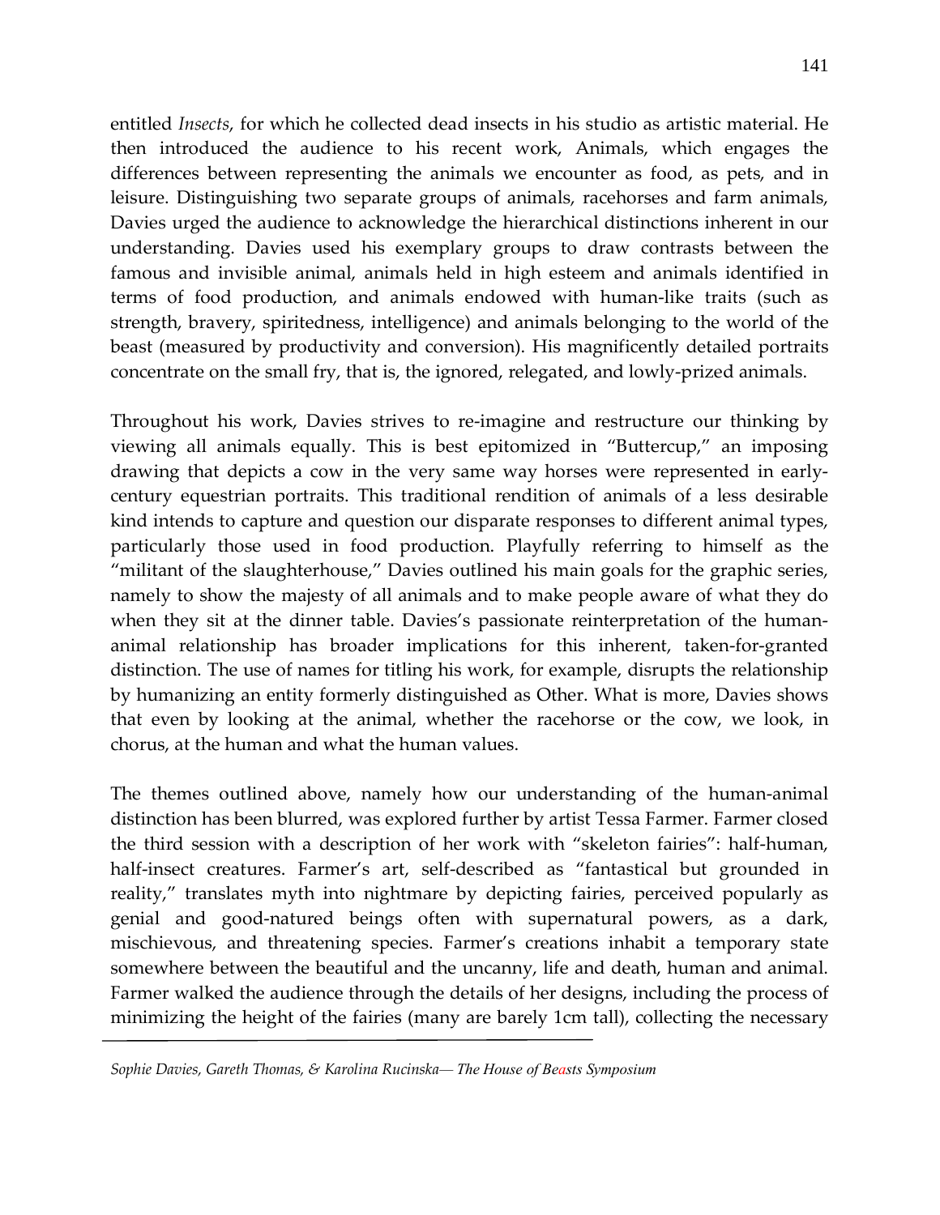entitled *Insects*, for which he collected dead insects in his studio as artistic material. He then introduced the audience to his recent work, Animals, which engages the differences between representing the animals we encounter as food, as pets, and in leisure. Distinguishing two separate groups of animals, racehorses and farm animals, Davies urged the audience to acknowledge the hierarchical distinctions inherent in our understanding. Davies used his exemplary groups to draw contrasts between the famous and invisible animal, animals held in high esteem and animals identified in terms of food production, and animals endowed with human-like traits (such as strength, bravery, spiritedness, intelligence) and animals belonging to the world of the beast (measured by productivity and conversion). His magnificently detailed portraits concentrate on the small fry, that is, the ignored, relegated, and lowly-prized animals.

Throughout his work, Davies strives to re-imagine and restructure our thinking by viewing all animals equally. This is best epitomized in "Buttercup," an imposing drawing that depicts a cow in the very same way horses were represented in early-century equestrian portraits. This traditional rendition of animals of a less desirable kind intends to capture and question our disparate responses to different animal types, particularly those used in food production. Playfully referring to himself as the "militant of the slaughterhouse," Davies outlined his main goals for the graphic series, namely to show the majesty of all animals and to make people aware of what they do when they sit at the dinner table. Davies's passionate reinterpretation of the human-animal relationship has broader implications for this inherent, taken-for-granted distinction. The use of names for titling his work, for example, disrupts the relationship by humanizing an entity formerly distinguished as Other. What is more, Davies shows that even by looking at the animal, whether the racehorse or the cow, we look, in chorus, at the human and what the human values.

The themes outlined above, namely how our understanding of the human-animal distinction has been blurred, was explored further by artist Tessa Farmer. Farmer closed the third session with a description of her work with "skeleton fairies": half-human, half-insect creatures. Farmer's art, self-described as "fantastical but grounded in reality," translates myth into nightmare by depicting fairies, perceived popularly as genial and good-natured beings often with supernatural powers, as a dark, mischievous, and threatening species. Farmer's creations inhabit a temporary state somewhere between the beautiful and the uncanny, life and death, human and animal. Farmer walked the audience through the details of her designs, including the process of minimizing the height of the fairies (many are barely 1cm tall), collecting the necessary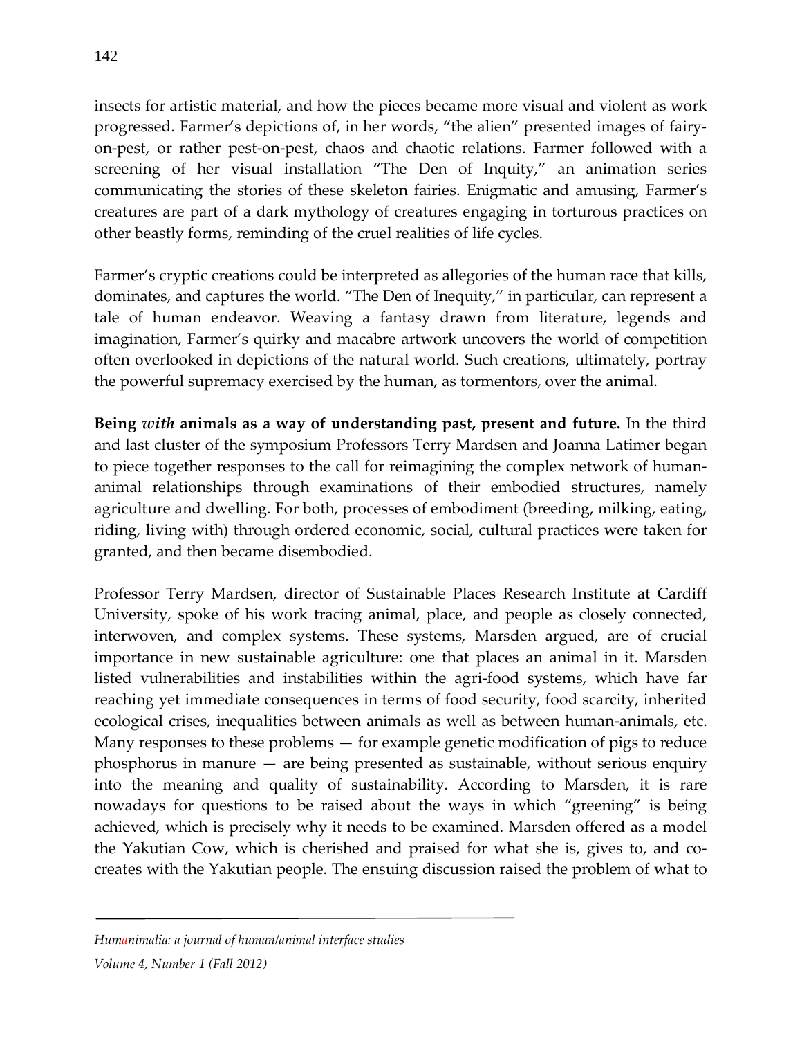insects for artistic material, and how the pieces became more visual and violent as work progressed. Farmer's depictions of, in her words, "the alien" presented images of fairy-on-pest, or rather pest-on-pest, chaos and chaotic relations. Farmer followed with a screening of her visual installation "The Den of Inquity," an animation series communicating the stories of these skeleton fairies. Enigmatic and amusing, Farmer's creatures are part of a dark mythology of creatures engaging in torturous practices on other beastly forms, reminding of the cruel realities of life cycles.

Farmer's cryptic creations could be interpreted as allegories of the human race that kills, dominates, and captures the world. "The Den of Inequity," in particular, can represent a tale of human endeavor. Weaving a fantasy drawn from literature, legends and imagination, Farmer's quirky and macabre artwork uncovers the world of competition often overlooked in depictions of the natural world. Such creations, ultimately, portray the powerful supremacy exercised by the human, as tormentors, over the animal.

**Being *with* animals as a way of understanding past, present and future.** In the third and last cluster of the symposium Professors Terry Mardsen and Joanna Latimer began to piece together responses to the call for reimagining the complex network of human-animal relationships through examinations of their embodied structures, namely agriculture and dwelling. For both, processes of embodiment (breeding, milking, eating, riding, living with) through ordered economic, social, cultural practices were taken for granted, and then became disembodied.

Professor Terry Mardsen, director of Sustainable Places Research Institute at Cardiff University, spoke of his work tracing animal, place, and people as closely connected, interwoven, and complex systems. These systems, Marsden argued, are of crucial importance in new sustainable agriculture: one that places an animal in it. Marsden listed vulnerabilities and instabilities within the agri-food systems, which have far reaching yet immediate consequences in terms of food security, food scarcity, inherited ecological crises, inequalities between animals as well as between human-animals, etc. Many responses to these problems — for example genetic modification of pigs to reduce phosphorus in manure — are being presented as sustainable, without serious enquiry into the meaning and quality of sustainability. According to Marsden, it is rare nowadays for questions to be raised about the ways in which "greening" is being achieved, which is precisely why it needs to be examined. Marsden offered as a model the Yakutian Cow, which is cherished and praised for what she is, gives to, and co-creates with the Yakutian people. The ensuing discussion raised the problem of what to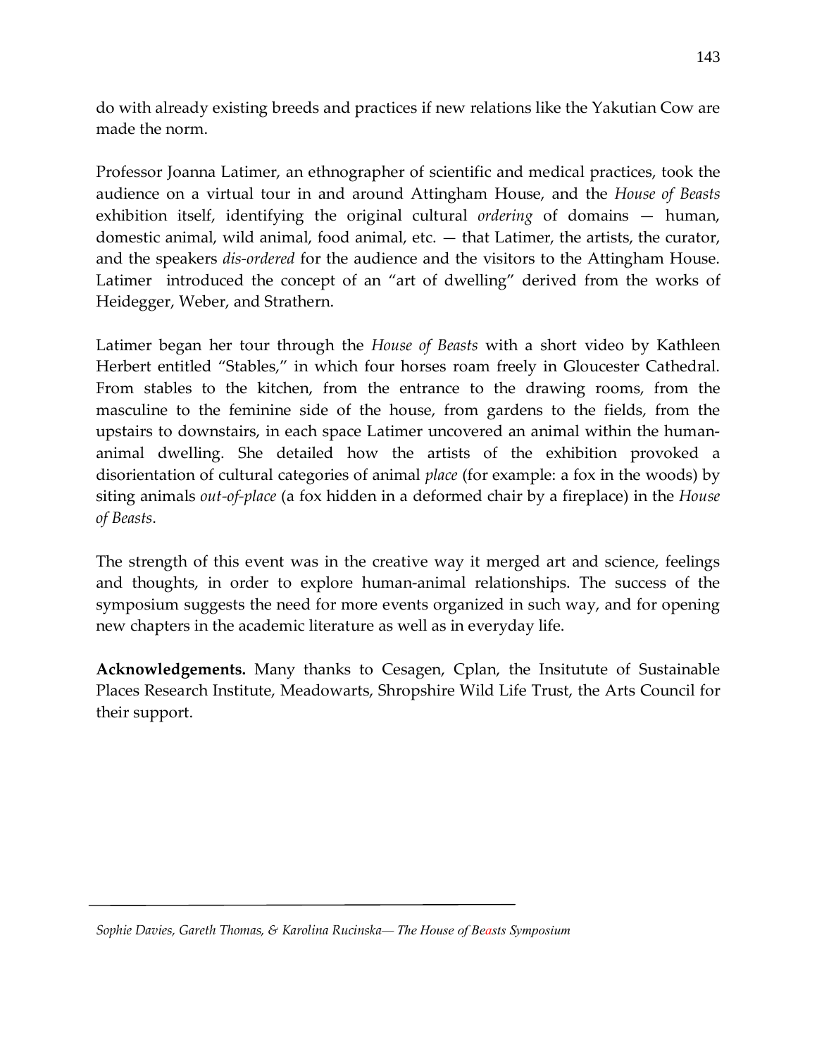do with already existing breeds and practices if new relations like the Yakutian Cow are made the norm.

Professor Joanna Latimer, an ethnographer of scientific and medical practices, took the audience on a virtual tour in and around Attingham House, and the *House of Beasts* exhibition itself, identifying the original cultural *ordering* of domains — human, domestic animal, wild animal, food animal, etc. — that Latimer, the artists, the curator, and the speakers *dis-ordered* for the audience and the visitors to the Attingham House. Latimer introduced the concept of an "art of dwelling" derived from the works of Heidegger, Weber, and Strathern.

Latimer began her tour through the *House of Beasts* with a short video by Kathleen Herbert entitled "Stables," in which four horses roam freely in Gloucester Cathedral. From stables to the kitchen, from the entrance to the drawing rooms, from the masculine to the feminine side of the house, from gardens to the fields, from the upstairs to downstairs, in each space Latimer uncovered an animal within the human-animal dwelling. She detailed how the artists of the exhibition provoked a disorientation of cultural categories of animal *place* (for example: a fox in the woods) by siting animals *out-of-place* (a fox hidden in a deformed chair by a fireplace) in the *House of Beasts*.

The strength of this event was in the creative way it merged art and science, feelings and thoughts, in order to explore human-animal relationships. The success of the symposium suggests the need for more events organized in such way, and for opening new chapters in the academic literature as well as in everyday life.

**Acknowledgements.** Many thanks to Cesagen, Cplan, the Insitutute of Sustainable Places Research Institute, Meadowarts, Shropshire Wild Life Trust, the Arts Council for their support.